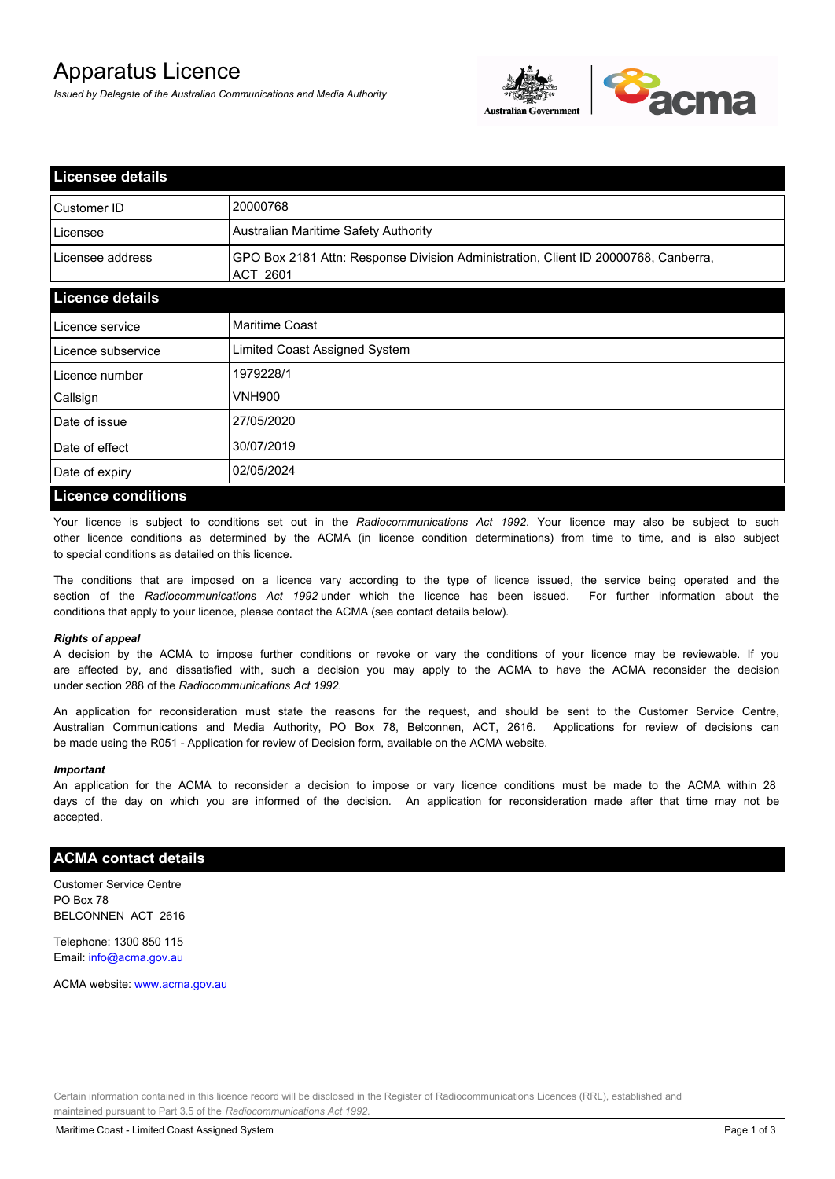# Apparatus Licence

*Issued by Delegate of the Australian Communications and Media Authority*

## Licensee details

| Customer ID | 20000768 |
|---|---|
| Licensee | Australian Maritime Safety Authority |
| Licensee address | GPO Box 2181 Attn: Response Division Administration, Client ID 20000768, Canberra, ACT 2601 |

## Licence details

| Licence service | Maritime Coast |
|---|---|
| Licence subservice | Limited Coast Assigned System |
| Licence number | 1979228/1 |
| Callsign | VNH900 |
| Date of issue | 27/05/2020 |
| Date of effect | 30/07/2019 |
| Date of expiry | 02/05/2024 |

## Licence conditions

Your licence is subject to conditions set out in the *Radiocommunications Act 1992*. Your licence may also be subject to such other licence conditions as determined by the ACMA (in licence condition determinations) from time to time, and is also subject to special conditions as detailed on this licence.

The conditions that are imposed on a licence vary according to the type of licence issued, the service being operated and the section of the *Radiocommunications Act 1992* under which the licence has been issued. For further information about the conditions that apply to your licence, please contact the ACMA (see contact details below).

#### *Rights of appeal*

A decision by the ACMA to impose further conditions or revoke or vary the conditions of your licence may be reviewable. If you are affected by, and dissatisfied with, such a decision you may apply to the ACMA to have the ACMA reconsider the decision under section 288 of the *Radiocommunications Act 1992*.

An application for reconsideration must state the reasons for the request, and should be sent to the Customer Service Centre, Australian Communications and Media Authority, PO Box 78, Belconnen, ACT, 2616. Applications for review of decisions can be made using the R051 - Application for review of Decision form, available on the ACMA website.

#### *Important*

An application for the ACMA to reconsider a decision to impose or vary licence conditions must be made to the ACMA within 28 days of the day on which you are informed of the decision. An application for reconsideration made after that time may not be accepted.

## ACMA contact details

Customer Service Centre
PO Box 78
BELCONNEN ACT 2616

Telephone: 1300 850 115
Email: info@acma.gov.au

ACMA website: www.acma.gov.au

Certain information contained in this licence record will be disclosed in the Register of Radiocommunications Licences (RRL), established and maintained pursuant to Part 3.5 of the *Radiocommunications Act 1992.*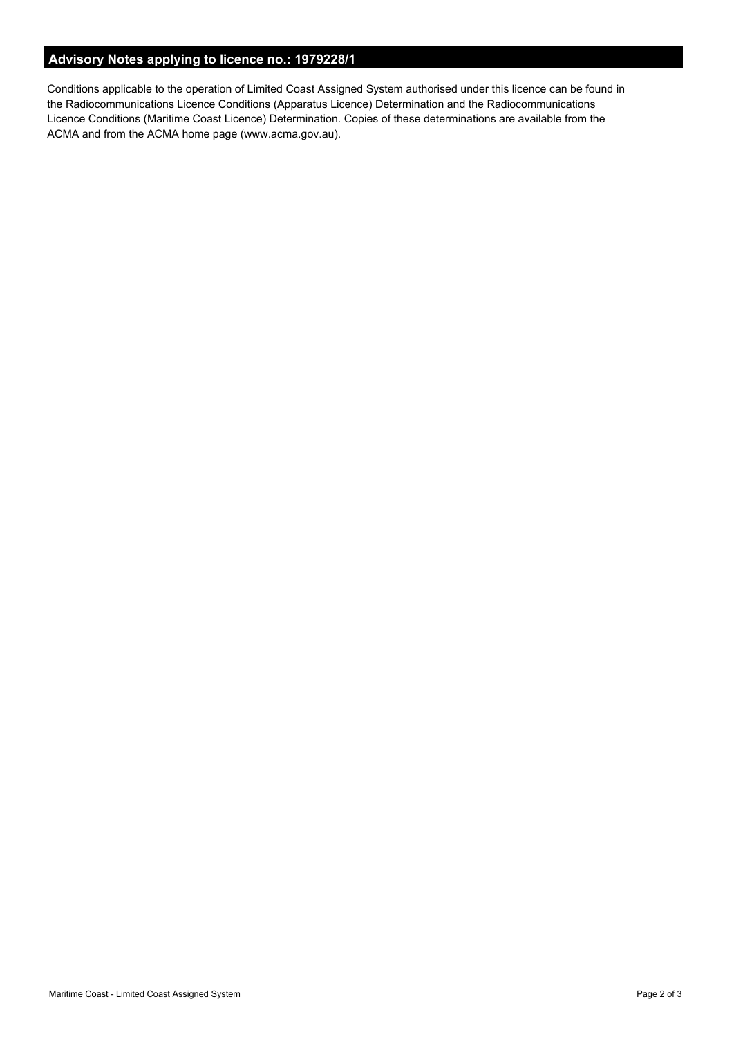## Advisory Notes applying to licence no.: 1979228/1

Conditions applicable to the operation of Limited Coast Assigned System authorised under this licence can be found in the Radiocommunications Licence Conditions (Apparatus Licence) Determination and the Radiocommunications Licence Conditions (Maritime Coast Licence) Determination. Copies of these determinations are available from the ACMA and from the ACMA home page (www.acma.gov.au).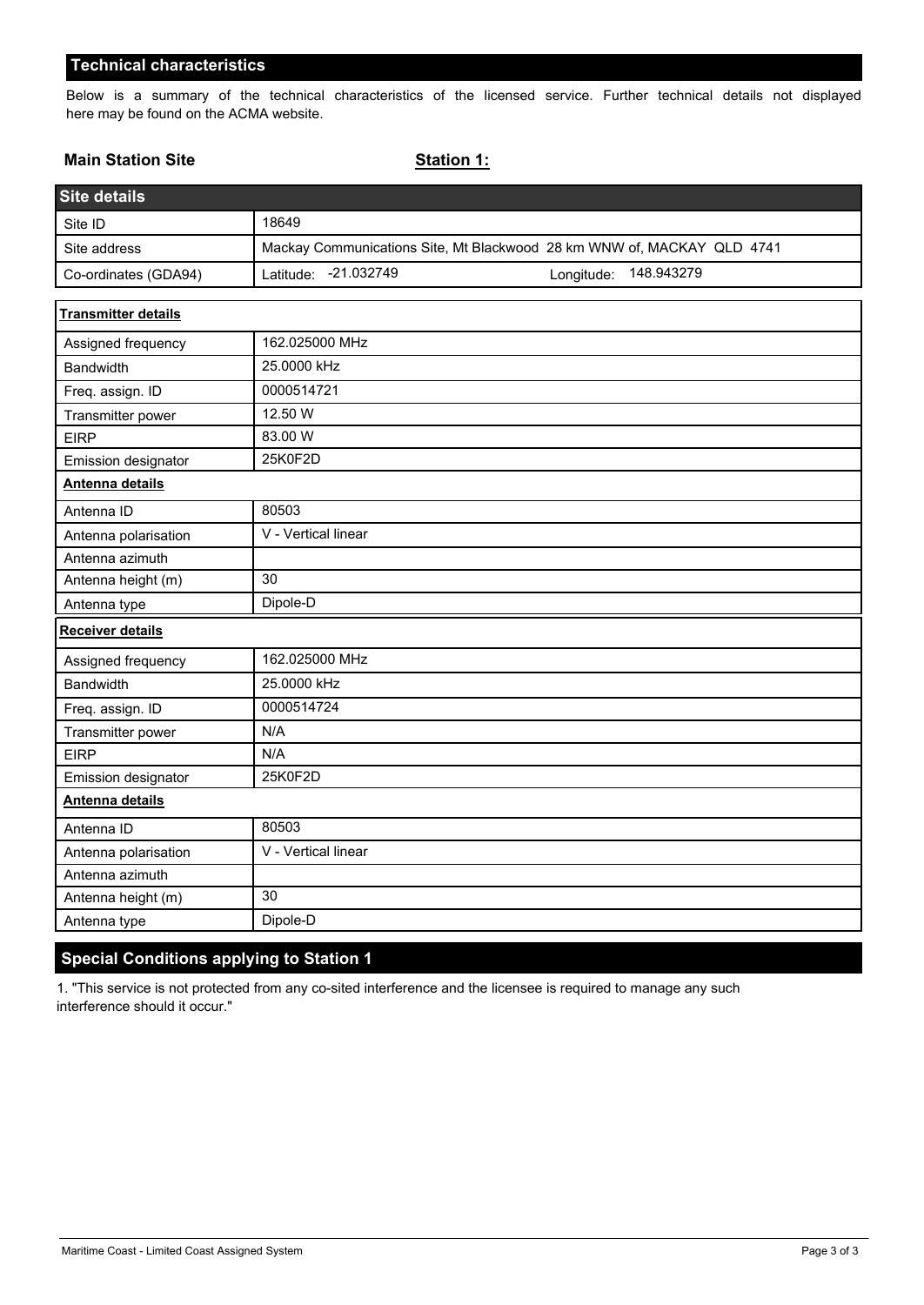## Technical characteristics

Below is a summary of the technical characteristics of the licensed service. Further technical details not displayed here may be found on the ACMA website.

**Main Station Site** **Station 1:**

| Site details | |
|---|---|
| Site ID | 18649 |
| Site address | Mackay Communications Site, Mt Blackwood 28 km WNW of, MACKAY QLD 4741 |
| Co-ordinates (GDA94) | Latitude: -21.032749 Longitude: 148.943279 |

| Transmitter details | |
|---|---|
| Assigned frequency | 162.025000 MHz |
| Bandwidth | 25.0000 kHz |
| Freq. assign. ID | 0000514721 |
| Transmitter power | 12.50 W |
| EIRP | 83.00 W |
| Emission designator | 25K0F2D |
| **Antenna details** | |
| Antenna ID | 80503 |
| Antenna polarisation | V - Vertical linear |
| Antenna azimuth | |
| Antenna height (m) | 30 |
| Antenna type | Dipole-D |

| Receiver details | |
|---|---|
| Assigned frequency | 162.025000 MHz |
| Bandwidth | 25.0000 kHz |
| Freq. assign. ID | 0000514724 |
| Transmitter power | N/A |
| EIRP | N/A |
| Emission designator | 25K0F2D |
| **Antenna details** | |
| Antenna ID | 80503 |
| Antenna polarisation | V - Vertical linear |
| Antenna azimuth | |
| Antenna height (m) | 30 |
| Antenna type | Dipole-D |

## Special Conditions applying to Station 1

1. "This service is not protected from any co-sited interference and the licensee is required to manage any such interference should it occur."